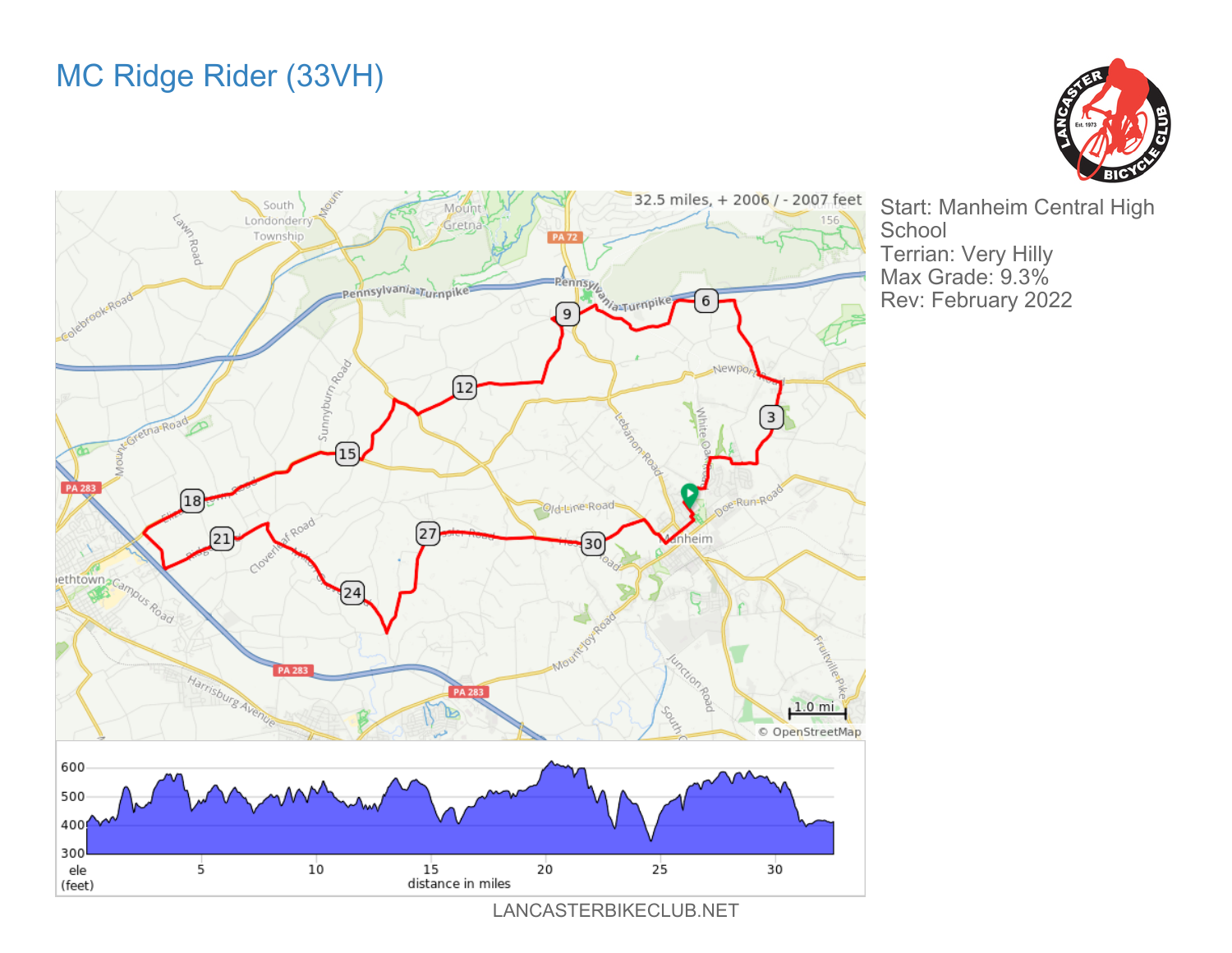# MC Ridge Rider (33VH)

Start: Manheim Central High School
Terrian: Very Hilly
Max Grade: 9.3%
Rev: February 2022

32.5 miles, + 2006 / - 2007 feet

LANCASTERBIKECLUB.NET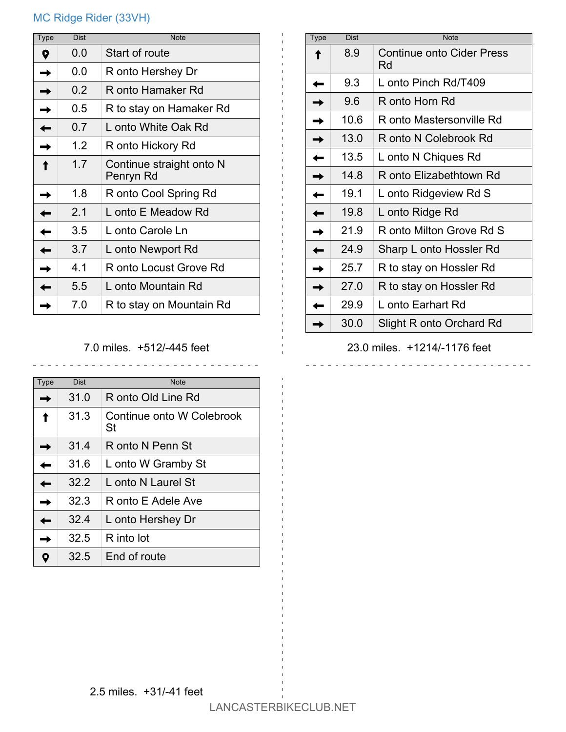## MC Ridge Rider (33VH)

| Type | Dist | Note |
|---|---|---|
| Start | 0.0 | Start of route |
| → | 0.0 | R onto Hershey Dr |
| → | 0.2 | R onto Hamaker Rd |
| → | 0.5 | R to stay on Hamaker Rd |
| ← | 0.7 | L onto White Oak Rd |
| → | 1.2 | R onto Hickory Rd |
| ↑ | 1.7 | Continue straight onto N Penryn Rd |
| → | 1.8 | R onto Cool Spring Rd |
| ← | 2.1 | L onto E Meadow Rd |
| ← | 3.5 | L onto Carole Ln |
| ← | 3.7 | L onto Newport Rd |
| → | 4.1 | R onto Locust Grove Rd |
| ← | 5.5 | L onto Mountain Rd |
| → | 7.0 | R to stay on Mountain Rd |

7.0 miles. +512/-445 feet

| Type | Dist | Note |
|---|---|---|
| ↑ | 8.9 | Continue onto Cider Press Rd |
| ← | 9.3 | L onto Pinch Rd/T409 |
| → | 9.6 | R onto Horn Rd |
| → | 10.6 | R onto Mastersonville Rd |
| → | 13.0 | R onto N Colebrook Rd |
| ← | 13.5 | L onto N Chiques Rd |
| → | 14.8 | R onto Elizabethtown Rd |
| ← | 19.1 | L onto Ridgeview Rd S |
| ← | 19.8 | L onto Ridge Rd |
| → | 21.9 | R onto Milton Grove Rd S |
| ← | 24.9 | Sharp L onto Hossler Rd |
| → | 25.7 | R to stay on Hossler Rd |
| → | 27.0 | R to stay on Hossler Rd |
| ← | 29.9 | L onto Earhart Rd |
| → | 30.0 | Slight R onto Orchard Rd |

23.0 miles. +1214/-1176 feet

| Type | Dist | Note |
|---|---|---|
| → | 31.0 | R onto Old Line Rd |
| ↑ | 31.3 | Continue onto W Colebrook St |
| → | 31.4 | R onto N Penn St |
| ← | 31.6 | L onto W Gramby St |
| ← | 32.2 | L onto N Laurel St |
| → | 32.3 | R onto E Adele Ave |
| ← | 32.4 | L onto Hershey Dr |
| → | 32.5 | R into lot |
| End | 32.5 | End of route |

2.5 miles. +31/-41 feet

LANCASTERBIKECLUB.NET